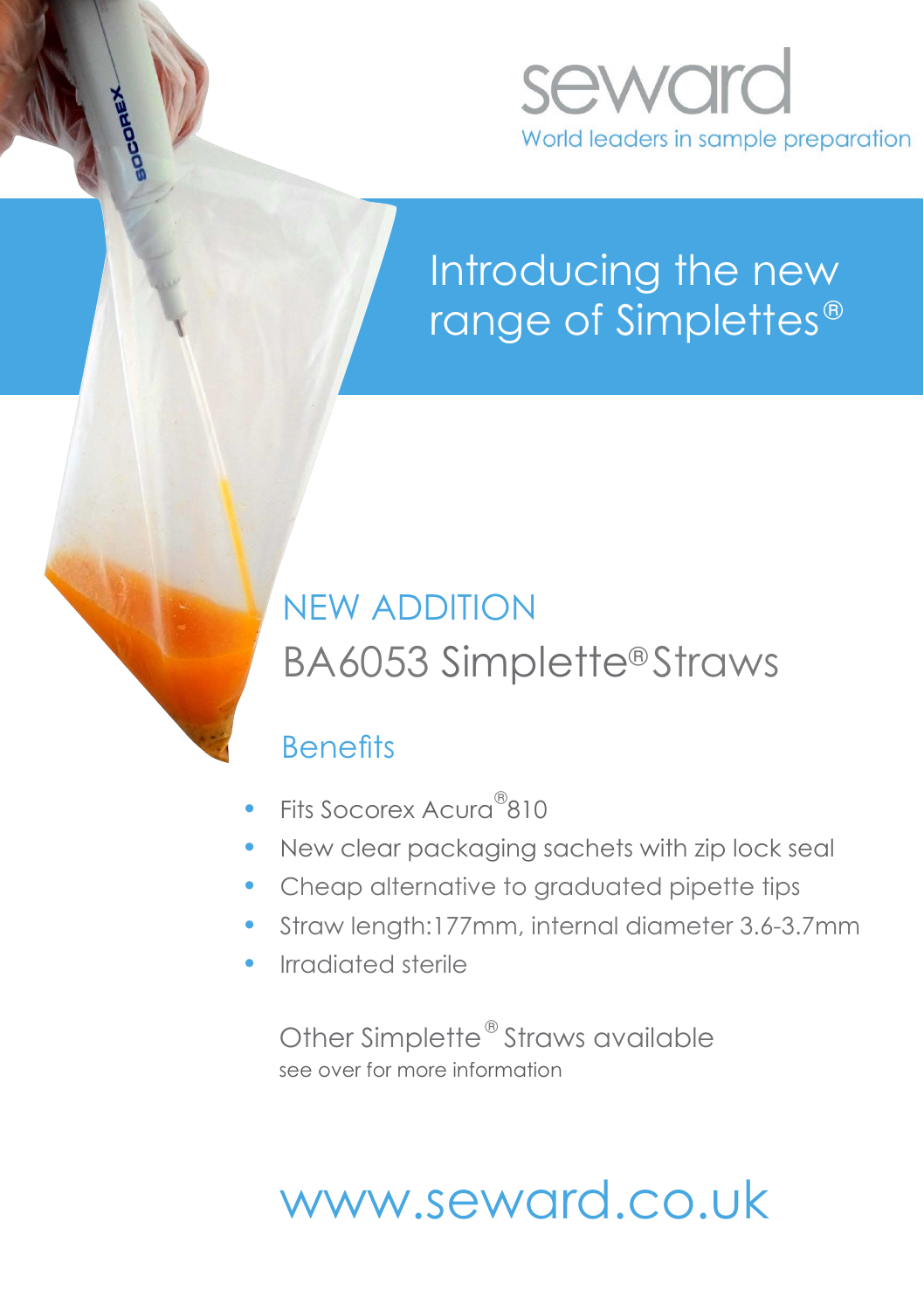seward

World leaders in sample preparation

# Introducing the new range of Simplettes®

## NEW ADDITION

## BA6053 Simplette® Straws

### Benefits

- Fits Socorex Acura® 810
- New clear packaging sachets with zip lock seal
- Cheap alternative to graduated pipette tips
- Straw length:177mm, internal diameter 3.6-3.7mm
- Irradiated sterile

Other Simplette® Straws available

see over for more information

www.seward.co.uk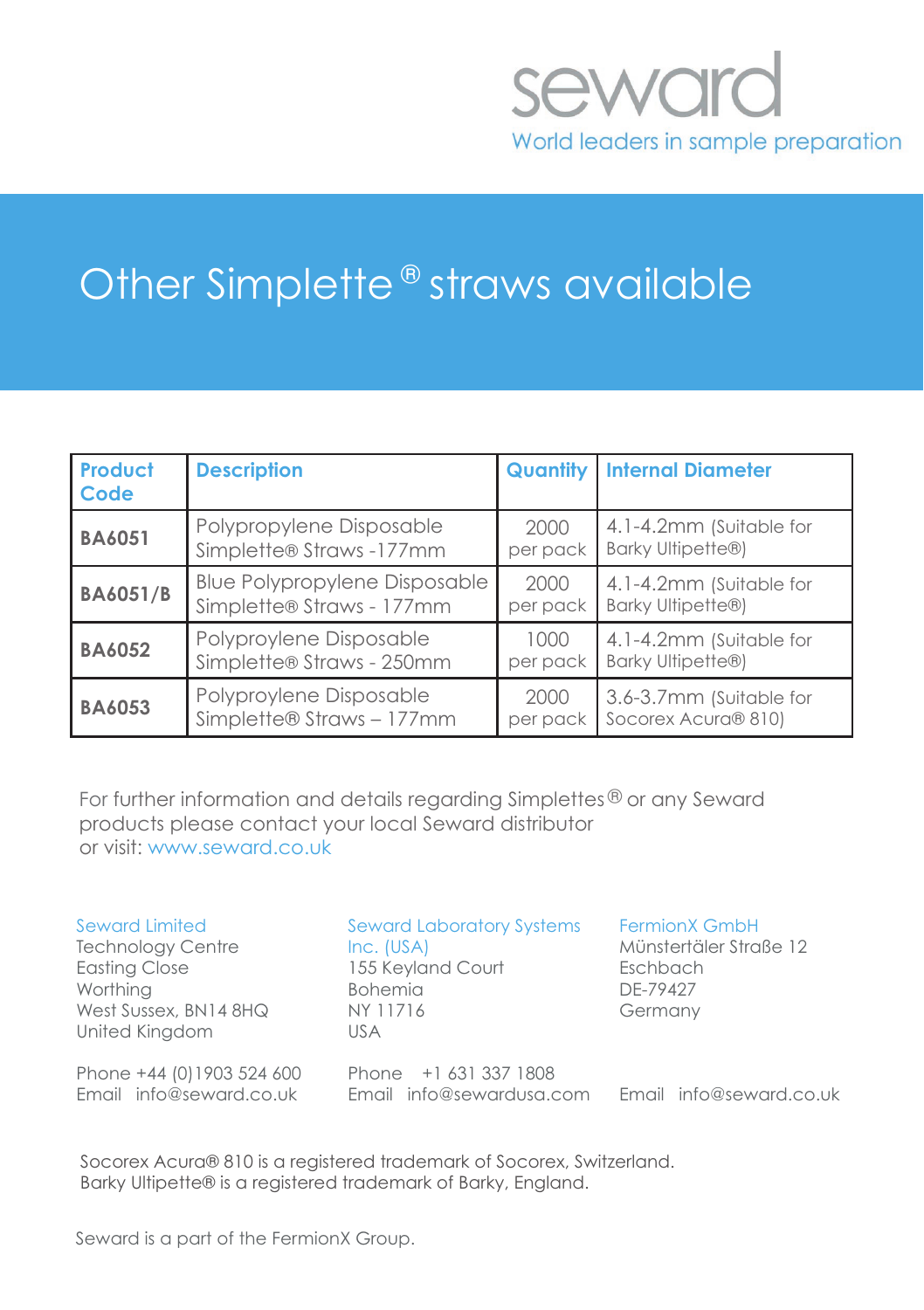seward

World leaders in sample preparation

# Other Simplette® straws available

| Product Code | Description | Quantity | Internal Diameter |
|---|---|---|---|
| **BA6051** | Polypropylene Disposable Simplette® Straws -177mm | 2000 per pack | 4.1-4.2mm (Suitable for Barky Ultipette®) |
| **BA6051/B** | Blue Polypropylene Disposable Simplette® Straws - 177mm | 2000 per pack | 4.1-4.2mm (Suitable for Barky Ultipette®) |
| **BA6052** | Polyproylene Disposable Simplette® Straws - 250mm | 1000 per pack | 4.1-4.2mm (Suitable for Barky Ultipette®) |
| **BA6053** | Polyproylene Disposable Simplette® Straws – 177mm | 2000 per pack | 3.6-3.7mm (Suitable for Socorex Acura® 810) |

For further information and details regarding Simplettes® or any Seward products please contact your local Seward distributor or visit: www.seward.co.uk

Seward Limited
Technology Centre
Easting Close
Worthing
West Sussex, BN14 8HQ
United Kingdom

Phone +44 (0)1903 524 600
Email info@seward.co.uk

Seward Laboratory Systems Inc. (USA)
155 Keyland Court
Bohemia
NY 11716
USA

Phone +1 631 337 1808
Email info@sewardusa.com

FermionX GmbH
Münstertäler Straße 12
Eschbach
DE-79427
Germany

Email info@seward.co.uk

Socorex Acura® 810 is a registered trademark of Socorex, Switzerland.
Barky Ultipette® is a registered trademark of Barky, England.

Seward is a part of the FermionX Group.